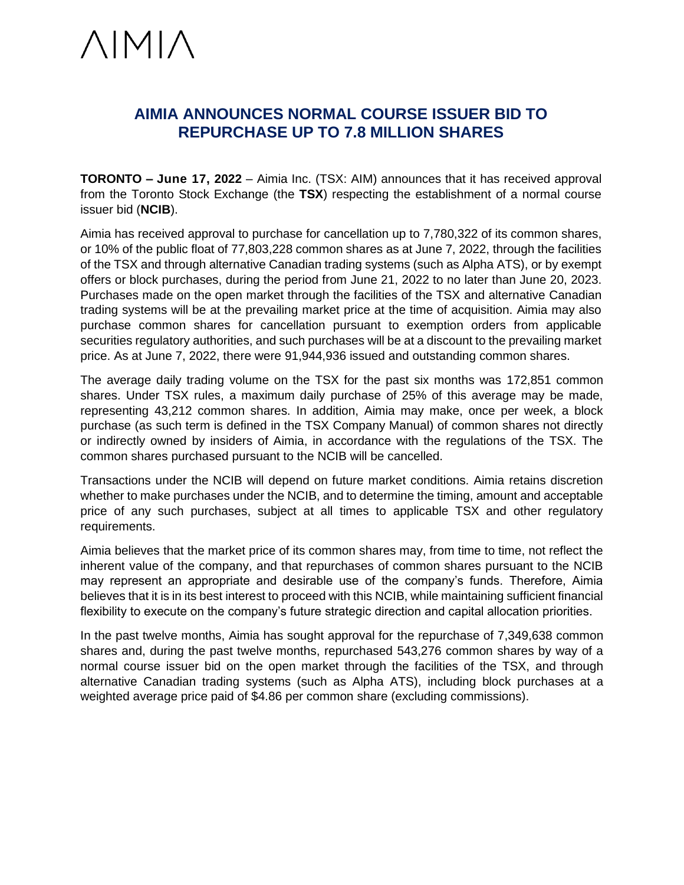AIMIA

# AIMIA ANNOUNCES NORMAL COURSE ISSUER BID TO REPURCHASE UP TO 7.8 MILLION SHARES

**TORONTO – June 17, 2022** – Aimia Inc. (TSX: AIM) announces that it has received approval from the Toronto Stock Exchange (the **TSX**) respecting the establishment of a normal course issuer bid (**NCIB**).

Aimia has received approval to purchase for cancellation up to 7,780,322 of its common shares, or 10% of the public float of 77,803,228 common shares as at June 7, 2022, through the facilities of the TSX and through alternative Canadian trading systems (such as Alpha ATS), or by exempt offers or block purchases, during the period from June 21, 2022 to no later than June 20, 2023. Purchases made on the open market through the facilities of the TSX and alternative Canadian trading systems will be at the prevailing market price at the time of acquisition. Aimia may also purchase common shares for cancellation pursuant to exemption orders from applicable securities regulatory authorities, and such purchases will be at a discount to the prevailing market price. As at June 7, 2022, there were 91,944,936 issued and outstanding common shares.

The average daily trading volume on the TSX for the past six months was 172,851 common shares. Under TSX rules, a maximum daily purchase of 25% of this average may be made, representing 43,212 common shares. In addition, Aimia may make, once per week, a block purchase (as such term is defined in the TSX Company Manual) of common shares not directly or indirectly owned by insiders of Aimia, in accordance with the regulations of the TSX. The common shares purchased pursuant to the NCIB will be cancelled.

Transactions under the NCIB will depend on future market conditions. Aimia retains discretion whether to make purchases under the NCIB, and to determine the timing, amount and acceptable price of any such purchases, subject at all times to applicable TSX and other regulatory requirements.

Aimia believes that the market price of its common shares may, from time to time, not reflect the inherent value of the company, and that repurchases of common shares pursuant to the NCIB may represent an appropriate and desirable use of the company's funds. Therefore, Aimia believes that it is in its best interest to proceed with this NCIB, while maintaining sufficient financial flexibility to execute on the company's future strategic direction and capital allocation priorities.

In the past twelve months, Aimia has sought approval for the repurchase of 7,349,638 common shares and, during the past twelve months, repurchased 543,276 common shares by way of a normal course issuer bid on the open market through the facilities of the TSX, and through alternative Canadian trading systems (such as Alpha ATS), including block purchases at a weighted average price paid of $4.86 per common share (excluding commissions).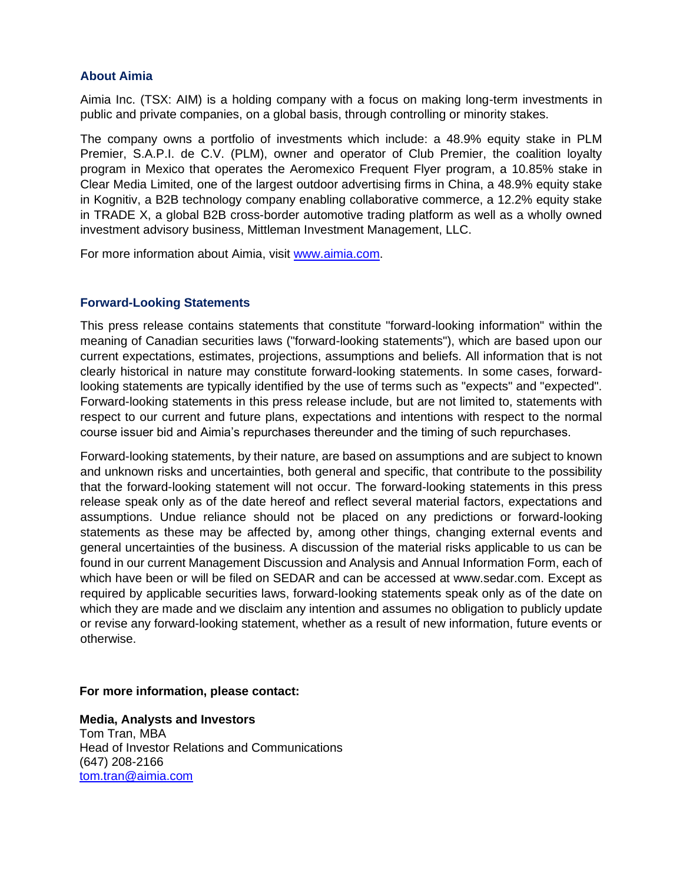## About Aimia

Aimia Inc. (TSX: AIM) is a holding company with a focus on making long-term investments in public and private companies, on a global basis, through controlling or minority stakes.

The company owns a portfolio of investments which include: a 48.9% equity stake in PLM Premier, S.A.P.I. de C.V. (PLM), owner and operator of Club Premier, the coalition loyalty program in Mexico that operates the Aeromexico Frequent Flyer program, a 10.85% stake in Clear Media Limited, one of the largest outdoor advertising firms in China, a 48.9% equity stake in Kognitiv, a B2B technology company enabling collaborative commerce, a 12.2% equity stake in TRADE X, a global B2B cross-border automotive trading platform as well as a wholly owned investment advisory business, Mittleman Investment Management, LLC.

For more information about Aimia, visit [www.aimia.com](www.aimia.com).

## Forward-Looking Statements

This press release contains statements that constitute "forward-looking information" within the meaning of Canadian securities laws ("forward-looking statements"), which are based upon our current expectations, estimates, projections, assumptions and beliefs. All information that is not clearly historical in nature may constitute forward-looking statements. In some cases, forward-looking statements are typically identified by the use of terms such as "expects" and "expected". Forward-looking statements in this press release include, but are not limited to, statements with respect to our current and future plans, expectations and intentions with respect to the normal course issuer bid and Aimia's repurchases thereunder and the timing of such repurchases.

Forward-looking statements, by their nature, are based on assumptions and are subject to known and unknown risks and uncertainties, both general and specific, that contribute to the possibility that the forward-looking statement will not occur. The forward-looking statements in this press release speak only as of the date hereof and reflect several material factors, expectations and assumptions. Undue reliance should not be placed on any predictions or forward-looking statements as these may be affected by, among other things, changing external events and general uncertainties of the business. A discussion of the material risks applicable to us can be found in our current Management Discussion and Analysis and Annual Information Form, each of which have been or will be filed on SEDAR and can be accessed at www.sedar.com. Except as required by applicable securities laws, forward-looking statements speak only as of the date on which they are made and we disclaim any intention and assumes no obligation to publicly update or revise any forward-looking statement, whether as a result of new information, future events or otherwise.

**For more information, please contact:**

**Media, Analysts and Investors**
Tom Tran, MBA
Head of Investor Relations and Communications
(647) 208-2166
[tom.tran@aimia.com](mailto:tom.tran@aimia.com)